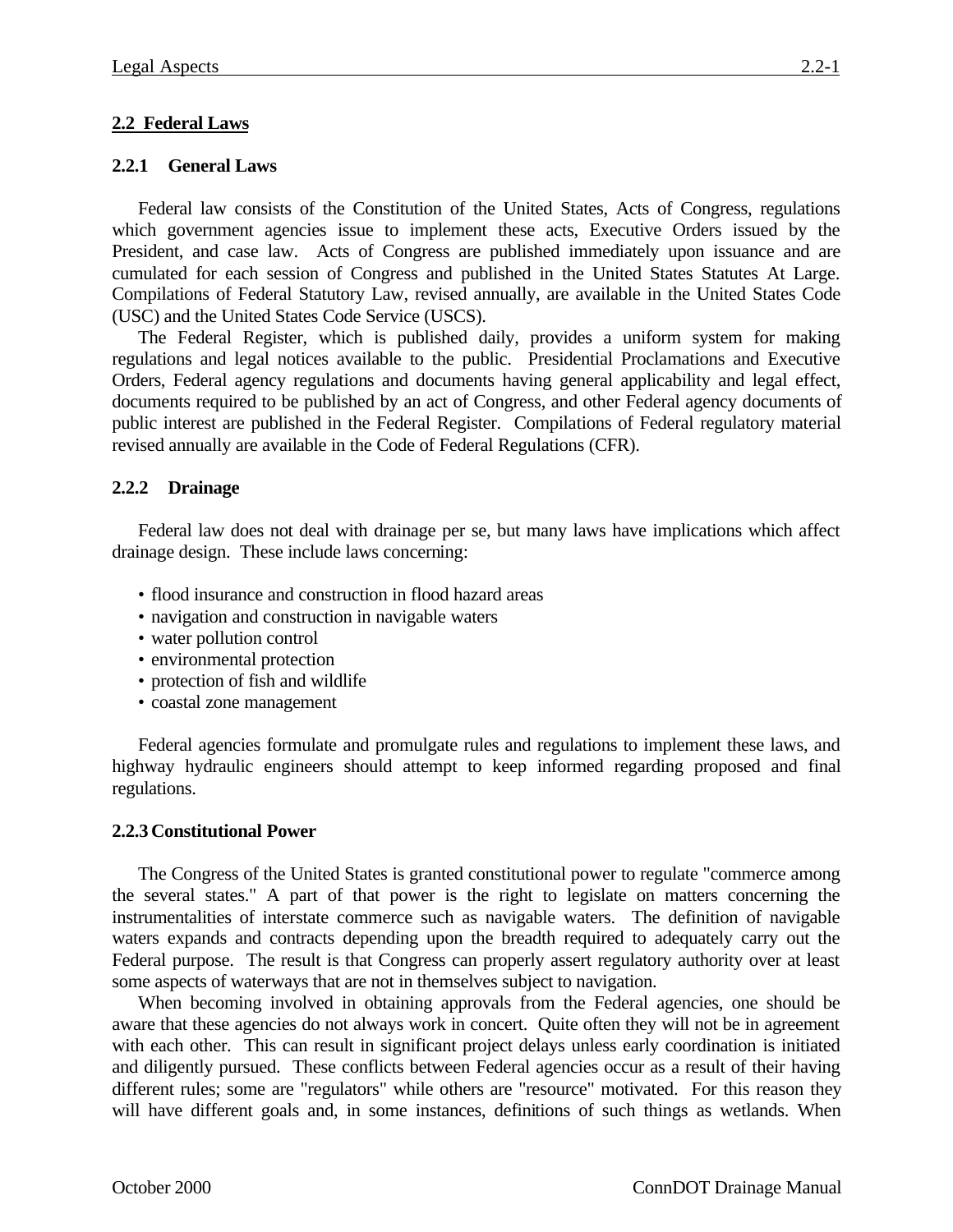## 2.2 Federal Laws

### 2.2.1 General Laws

Federal law consists of the Constitution of the United States, Acts of Congress, regulations which government agencies issue to implement these acts, Executive Orders issued by the President, and case law. Acts of Congress are published immediately upon issuance and are cumulated for each session of Congress and published in the United States Statutes At Large. Compilations of Federal Statutory Law, revised annually, are available in the United States Code (USC) and the United States Code Service (USCS).

The Federal Register, which is published daily, provides a uniform system for making regulations and legal notices available to the public. Presidential Proclamations and Executive Orders, Federal agency regulations and documents having general applicability and legal effect, documents required to be published by an act of Congress, and other Federal agency documents of public interest are published in the Federal Register. Compilations of Federal regulatory material revised annually are available in the Code of Federal Regulations (CFR).

### 2.2.2 Drainage

Federal law does not deal with drainage per se, but many laws have implications which affect drainage design. These include laws concerning:

- flood insurance and construction in flood hazard areas
- navigation and construction in navigable waters
- water pollution control
- environmental protection
- protection of fish and wildlife
- coastal zone management

Federal agencies formulate and promulgate rules and regulations to implement these laws, and highway hydraulic engineers should attempt to keep informed regarding proposed and final regulations.

### 2.2.3 Constitutional Power

The Congress of the United States is granted constitutional power to regulate "commerce among the several states." A part of that power is the right to legislate on matters concerning the instrumentalities of interstate commerce such as navigable waters. The definition of navigable waters expands and contracts depending upon the breadth required to adequately carry out the Federal purpose. The result is that Congress can properly assert regulatory authority over at least some aspects of waterways that are not in themselves subject to navigation.

When becoming involved in obtaining approvals from the Federal agencies, one should be aware that these agencies do not always work in concert. Quite often they will not be in agreement with each other. This can result in significant project delays unless early coordination is initiated and diligently pursued. These conflicts between Federal agencies occur as a result of their having different rules; some are "regulators" while others are "resource" motivated. For this reason they will have different goals and, in some instances, definitions of such things as wetlands. When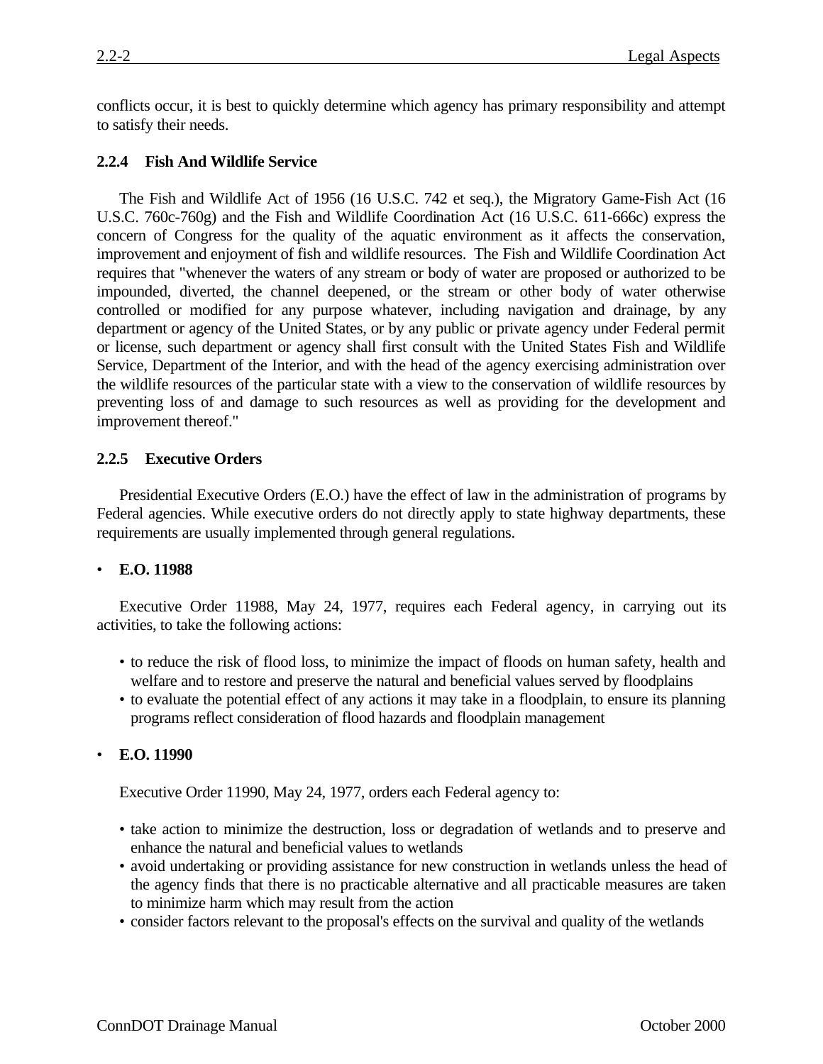conflicts occur, it is best to quickly determine which agency has primary responsibility and attempt to satisfy their needs.

### 2.2.4 Fish And Wildlife Service

The Fish and Wildlife Act of 1956 (16 U.S.C. 742 et seq.), the Migratory Game-Fish Act (16 U.S.C. 760c-760g) and the Fish and Wildlife Coordination Act (16 U.S.C. 611-666c) express the concern of Congress for the quality of the aquatic environment as it affects the conservation, improvement and enjoyment of fish and wildlife resources. The Fish and Wildlife Coordination Act requires that "whenever the waters of any stream or body of water are proposed or authorized to be impounded, diverted, the channel deepened, or the stream or other body of water otherwise controlled or modified for any purpose whatever, including navigation and drainage, by any department or agency of the United States, or by any public or private agency under Federal permit or license, such department or agency shall first consult with the United States Fish and Wildlife Service, Department of the Interior, and with the head of the agency exercising administration over the wildlife resources of the particular state with a view to the conservation of wildlife resources by preventing loss of and damage to such resources as well as providing for the development and improvement thereof."

### 2.2.5 Executive Orders

Presidential Executive Orders (E.O.) have the effect of law in the administration of programs by Federal agencies. While executive orders do not directly apply to state highway departments, these requirements are usually implemented through general regulations.

- **E.O. 11988**

Executive Order 11988, May 24, 1977, requires each Federal agency, in carrying out its activities, to take the following actions:

- to reduce the risk of flood loss, to minimize the impact of floods on human safety, health and welfare and to restore and preserve the natural and beneficial values served by floodplains
- to evaluate the potential effect of any actions it may take in a floodplain, to ensure its planning programs reflect consideration of flood hazards and floodplain management

- **E.O. 11990**

Executive Order 11990, May 24, 1977, orders each Federal agency to:

- take action to minimize the destruction, loss or degradation of wetlands and to preserve and enhance the natural and beneficial values to wetlands
- avoid undertaking or providing assistance for new construction in wetlands unless the head of the agency finds that there is no practicable alternative and all practicable measures are taken to minimize harm which may result from the action
- consider factors relevant to the proposal's effects on the survival and quality of the wetlands